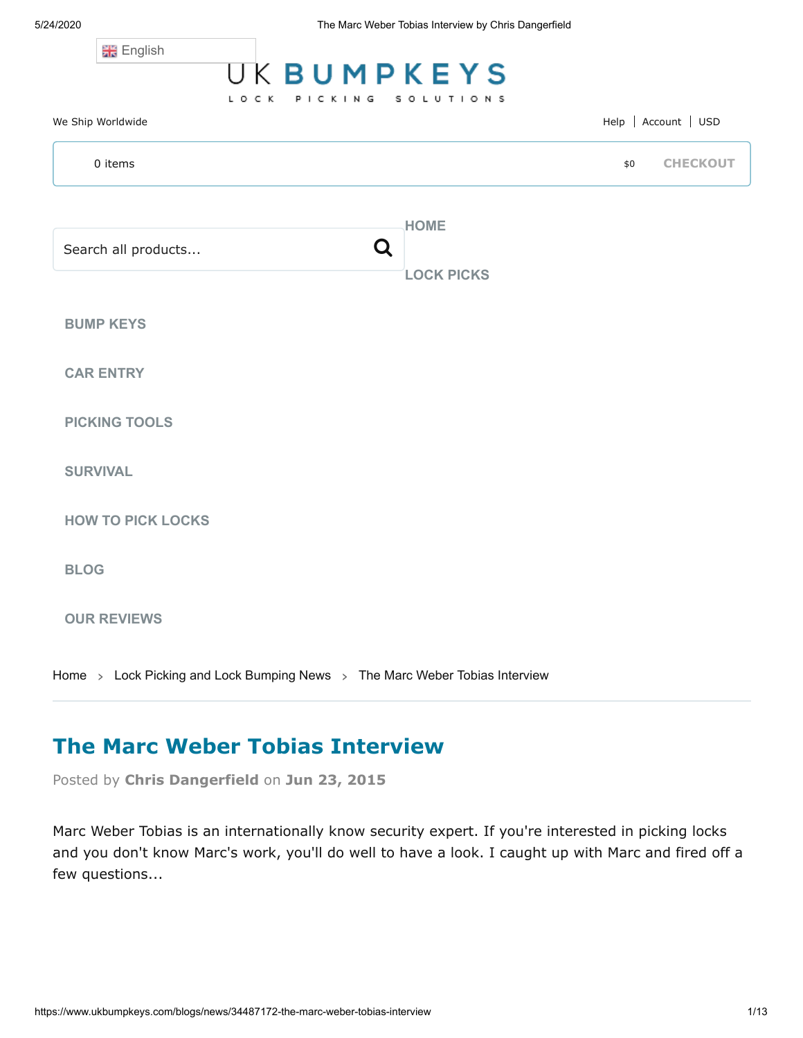English

UK BUMPKEYS

LOCK PICKING SOLUTIONS

We Ship Worldwide

Help | Account | USD

0 items

$0 CHECKOUT

Search all products...

HOME

LOCK PICKS

BUMP KEYS

CAR ENTRY

PICKING TOOLS

SURVIVAL

HOW TO PICK LOCKS

BLOG

OUR REVIEWS

Home > Lock Picking and Lock Bumping News > The Marc Weber Tobias Interview

# The Marc Weber Tobias Interview

Posted by **Chris Dangerfield** on **Jun 23, 2015**

Marc Weber Tobias is an internationally know security expert. If you're interested in picking locks and you don't know Marc's work, you'll do well to have a look. I caught up with Marc and fired off a few questions...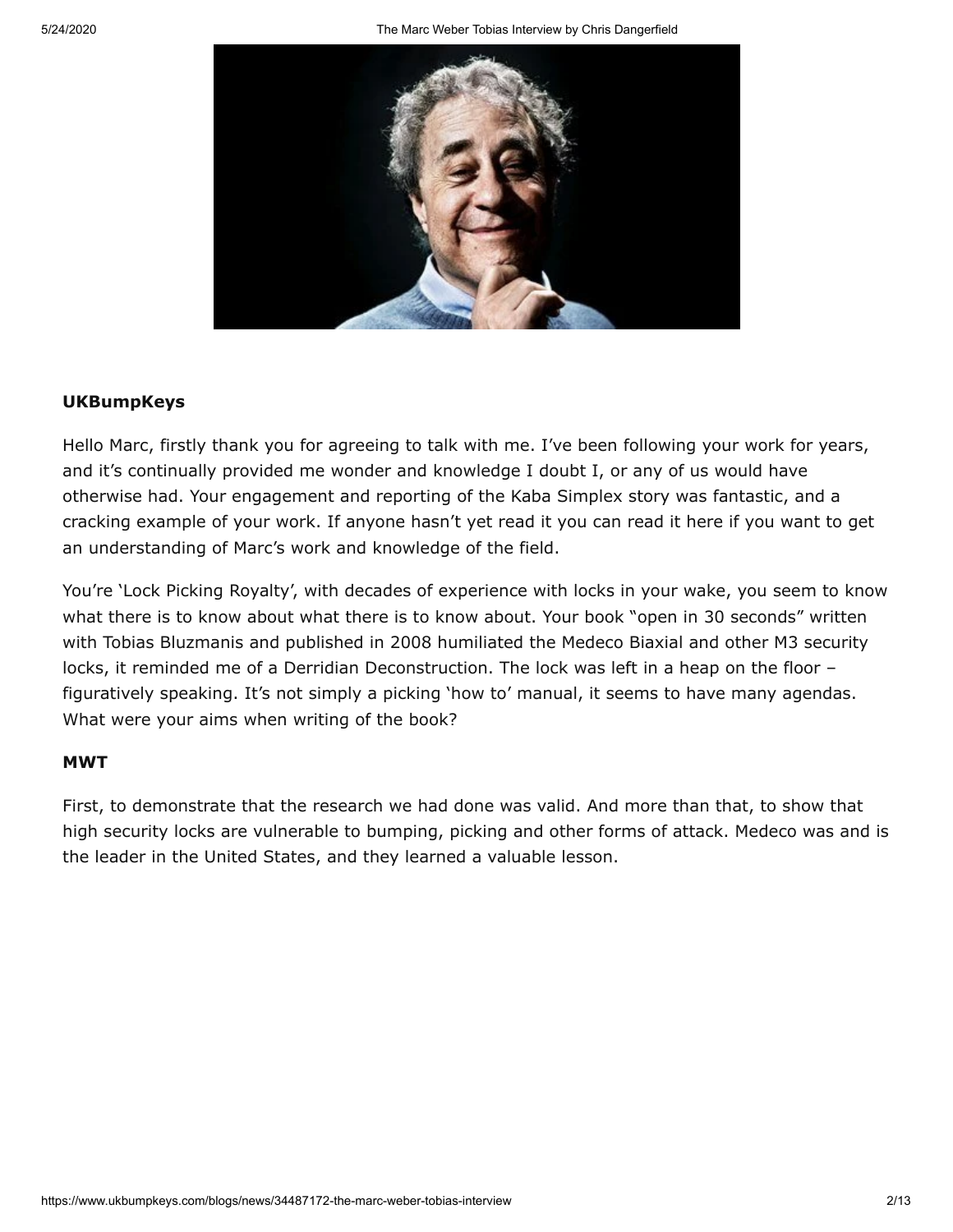**UKBumpKeys**

Hello Marc, firstly thank you for agreeing to talk with me. I've been following your work for years, and it's continually provided me wonder and knowledge I doubt I, or any of us would have otherwise had. Your engagement and reporting of the Kaba Simplex story was fantastic, and a cracking example of your work. If anyone hasn't yet read it you can read it here if you want to get an understanding of Marc's work and knowledge of the field.

You're 'Lock Picking Royalty', with decades of experience with locks in your wake, you seem to know what there is to know about what there is to know about. Your book "open in 30 seconds" written with Tobias Bluzmanis and published in 2008 humiliated the Medeco Biaxial and other M3 security locks, it reminded me of a Derridian Deconstruction. The lock was left in a heap on the floor – figuratively speaking. It's not simply a picking 'how to' manual, it seems to have many agendas. What were your aims when writing of the book?

**MWT**

First, to demonstrate that the research we had done was valid. And more than that, to show that high security locks are vulnerable to bumping, picking and other forms of attack. Medeco was and is the leader in the United States, and they learned a valuable lesson.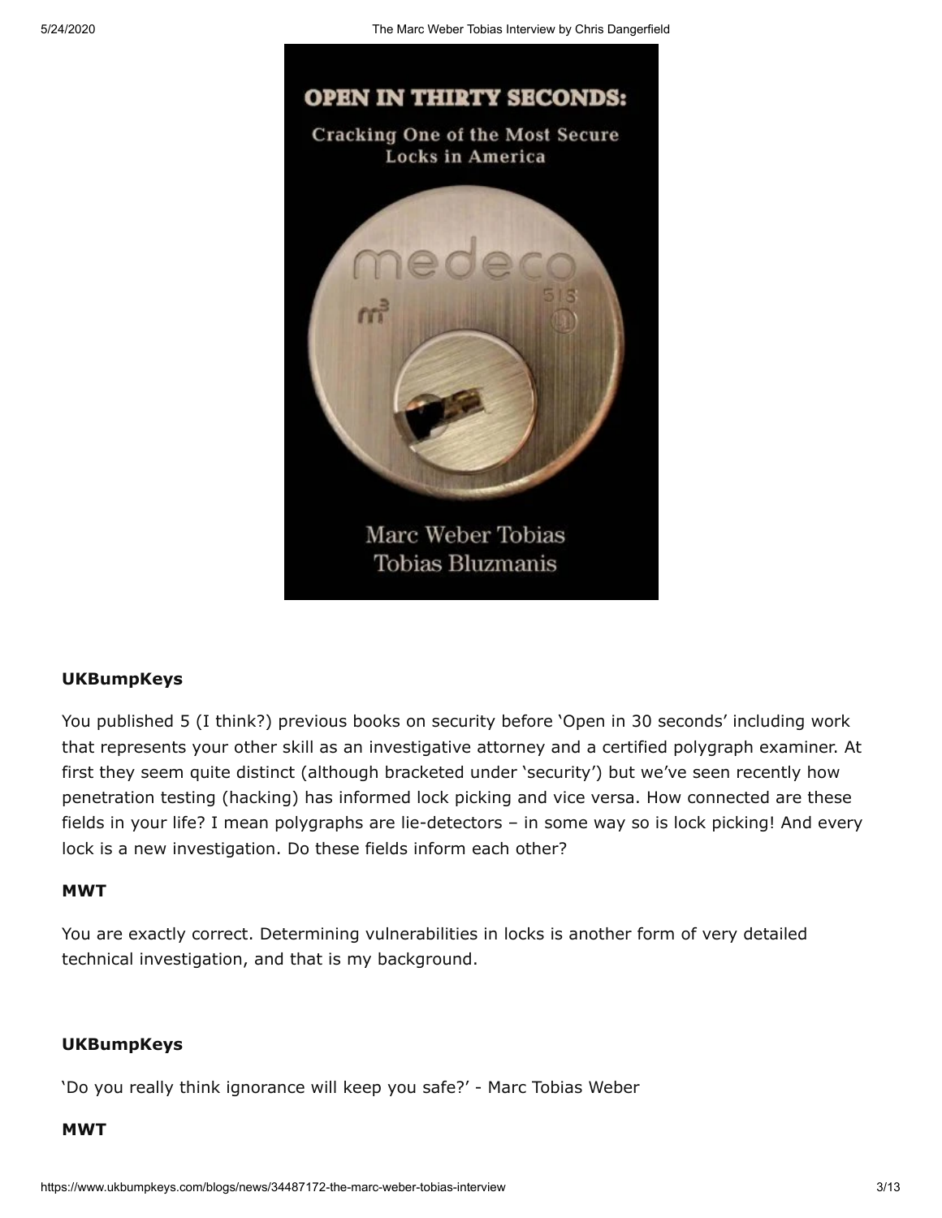**UKBumpKeys**

You published 5 (I think?) previous books on security before 'Open in 30 seconds' including work that represents your other skill as an investigative attorney and a certified polygraph examiner. At first they seem quite distinct (although bracketed under 'security') but we've seen recently how penetration testing (hacking) has informed lock picking and vice versa. How connected are these fields in your life? I mean polygraphs are lie-detectors – in some way so is lock picking! And every lock is a new investigation. Do these fields inform each other?

**MWT**

You are exactly correct. Determining vulnerabilities in locks is another form of very detailed technical investigation, and that is my background.

**UKBumpKeys**

'Do you really think ignorance will keep you safe?' - Marc Tobias Weber

**MWT**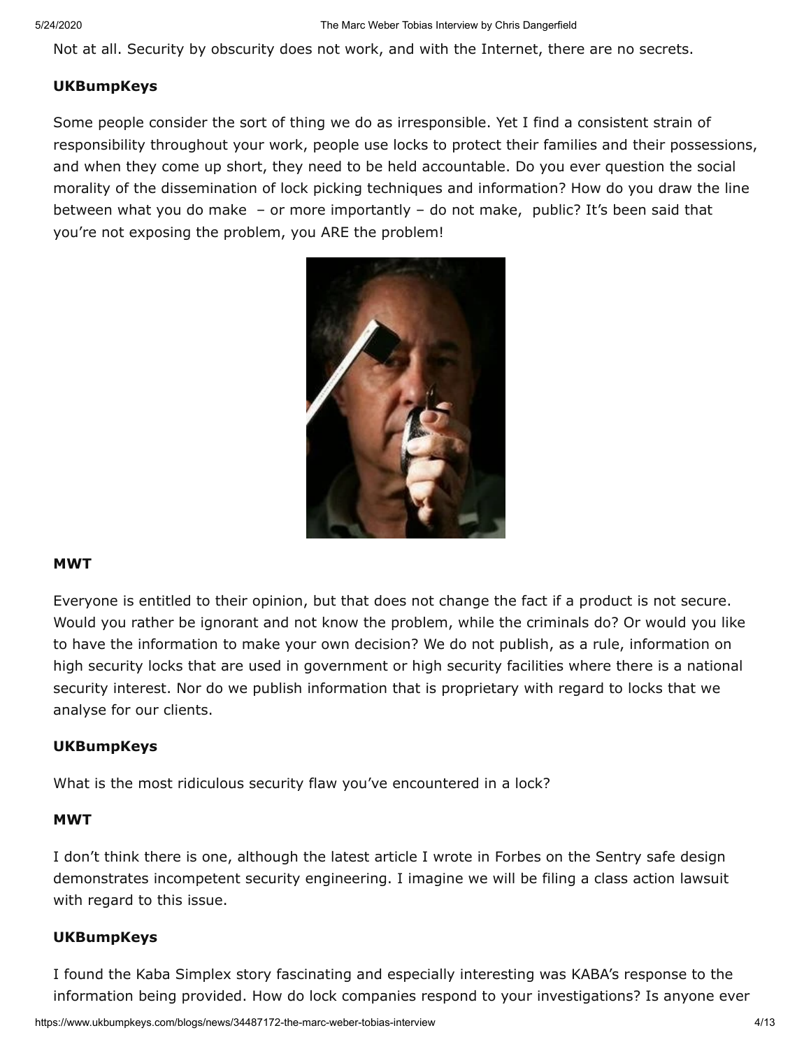Not at all. Security by obscurity does not work, and with the Internet, there are no secrets.

**UKBumpKeys**

Some people consider the sort of thing we do as irresponsible. Yet I find a consistent strain of responsibility throughout your work, people use locks to protect their families and their possessions, and when they come up short, they need to be held accountable. Do you ever question the social morality of the dissemination of lock picking techniques and information? How do you draw the line between what you do make – or more importantly – do not make, public? It's been said that you're not exposing the problem, you ARE the problem!

**MWT**

Everyone is entitled to their opinion, but that does not change the fact if a product is not secure. Would you rather be ignorant and not know the problem, while the criminals do? Or would you like to have the information to make your own decision? We do not publish, as a rule, information on high security locks that are used in government or high security facilities where there is a national security interest. Nor do we publish information that is proprietary with regard to locks that we analyse for our clients.

**UKBumpKeys**

What is the most ridiculous security flaw you've encountered in a lock?

**MWT**

I don't think there is one, although the latest article I wrote in Forbes on the Sentry safe design demonstrates incompetent security engineering. I imagine we will be filing a class action lawsuit with regard to this issue.

**UKBumpKeys**

I found the Kaba Simplex story fascinating and especially interesting was KABA's response to the information being provided. How do lock companies respond to your investigations? Is anyone ever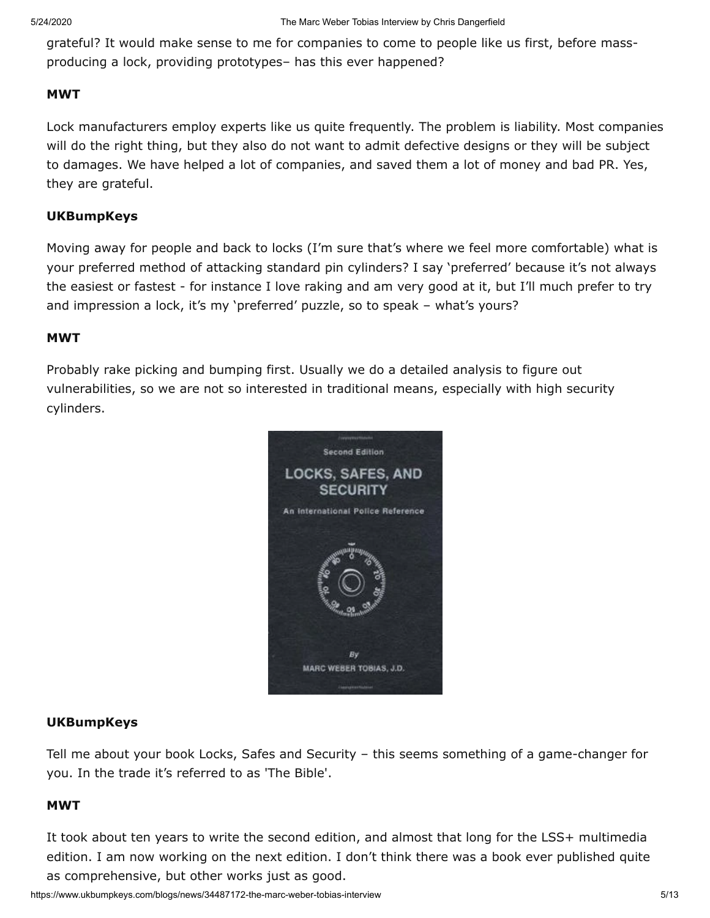grateful? It would make sense to me for companies to come to people like us first, before mass-producing a lock, providing prototypes– has this ever happened?

**MWT**

Lock manufacturers employ experts like us quite frequently. The problem is liability. Most companies will do the right thing, but they also do not want to admit defective designs or they will be subject to damages. We have helped a lot of companies, and saved them a lot of money and bad PR. Yes, they are grateful.

**UKBumpKeys**

Moving away for people and back to locks (I'm sure that's where we feel more comfortable) what is your preferred method of attacking standard pin cylinders? I say 'preferred' because it's not always the easiest or fastest - for instance I love raking and am very good at it, but I'll much prefer to try and impression a lock, it's my 'preferred' puzzle, so to speak – what's yours?

**MWT**

Probably rake picking and bumping first. Usually we do a detailed analysis to figure out vulnerabilities, so we are not so interested in traditional means, especially with high security cylinders.

**UKBumpKeys**

Tell me about your book Locks, Safes and Security – this seems something of a game-changer for you. In the trade it's referred to as 'The Bible'.

**MWT**

It took about ten years to write the second edition, and almost that long for the LSS+ multimedia edition. I am now working on the next edition. I don't think there was a book ever published quite as comprehensive, but other works just as good.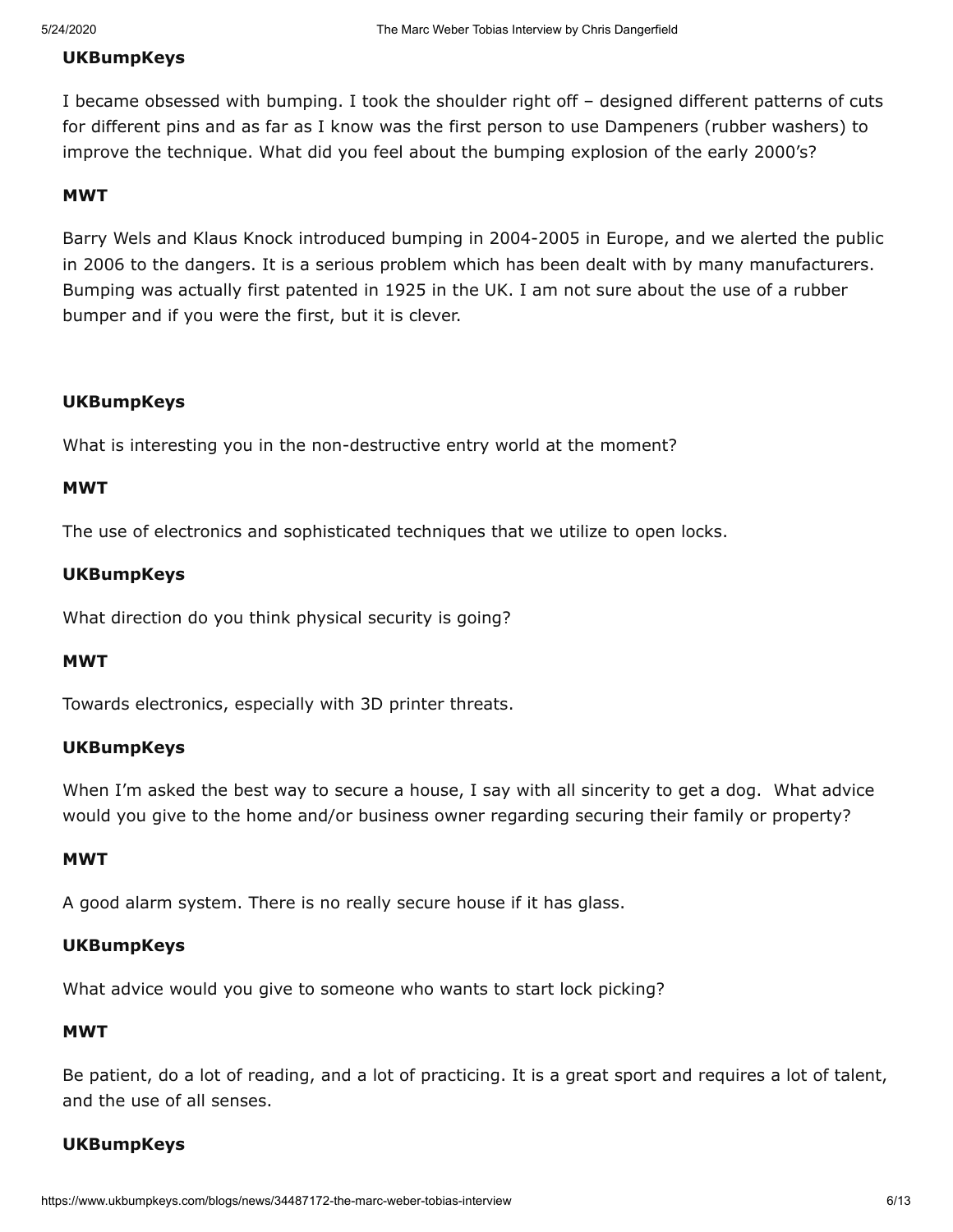**UKBumpKeys**

I became obsessed with bumping. I took the shoulder right off – designed different patterns of cuts for different pins and as far as I know was the first person to use Dampeners (rubber washers) to improve the technique. What did you feel about the bumping explosion of the early 2000's?

**MWT**

Barry Wels and Klaus Knock introduced bumping in 2004-2005 in Europe, and we alerted the public in 2006 to the dangers. It is a serious problem which has been dealt with by many manufacturers. Bumping was actually first patented in 1925 in the UK. I am not sure about the use of a rubber bumper and if you were the first, but it is clever.

**UKBumpKeys**

What is interesting you in the non-destructive entry world at the moment?

**MWT**

The use of electronics and sophisticated techniques that we utilize to open locks.

**UKBumpKeys**

What direction do you think physical security is going?

**MWT**

Towards electronics, especially with 3D printer threats.

**UKBumpKeys**

When I'm asked the best way to secure a house, I say with all sincerity to get a dog. What advice would you give to the home and/or business owner regarding securing their family or property?

**MWT**

A good alarm system. There is no really secure house if it has glass.

**UKBumpKeys**

What advice would you give to someone who wants to start lock picking?

**MWT**

Be patient, do a lot of reading, and a lot of practicing. It is a great sport and requires a lot of talent, and the use of all senses.

**UKBumpKeys**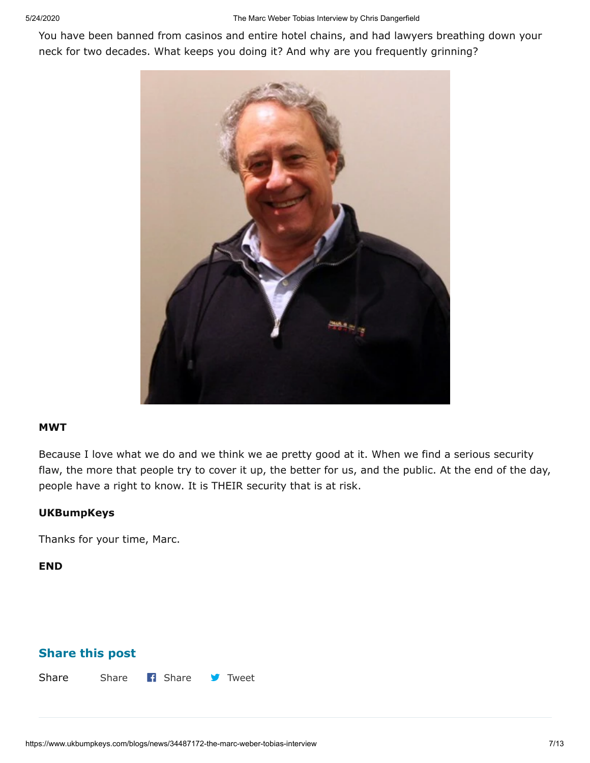You have been banned from casinos and entire hotel chains, and had lawyers breathing down your neck for two decades. What keeps you doing it? And why are you frequently grinning?

**MWT**

Because I love what we do and we think we ae pretty good at it. When we find a serious security flaw, the more that people try to cover it up, the better for us, and the public. At the end of the day, people have a right to know. It is THEIR security that is at risk.

**UKBumpKeys**

Thanks for your time, Marc.

**END**

## Share this post

Share Share Share Tweet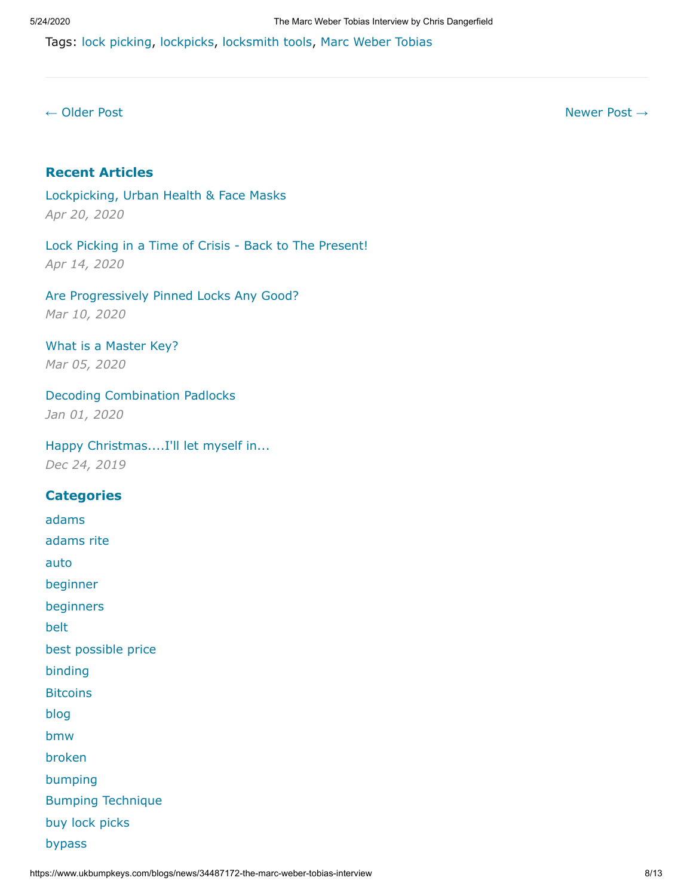Tags: lock picking, lockpicks, locksmith tools, Marc Weber Tobias

---

← Older Post

Newer Post →

### Recent Articles

Lockpicking, Urban Health & Face Masks

*Apr 20, 2020*

Lock Picking in a Time of Crisis - Back to The Present!

*Apr 14, 2020*

Are Progressively Pinned Locks Any Good?

*Mar 10, 2020*

What is a Master Key?

*Mar 05, 2020*

Decoding Combination Padlocks

*Jan 01, 2020*

Happy Christmas....I'll let myself in...

*Dec 24, 2019*

### Categories

adams

adams rite

auto

beginner

beginners

belt

best possible price

binding

Bitcoins

blog

bmw

broken

bumping

Bumping Technique

buy lock picks

bypass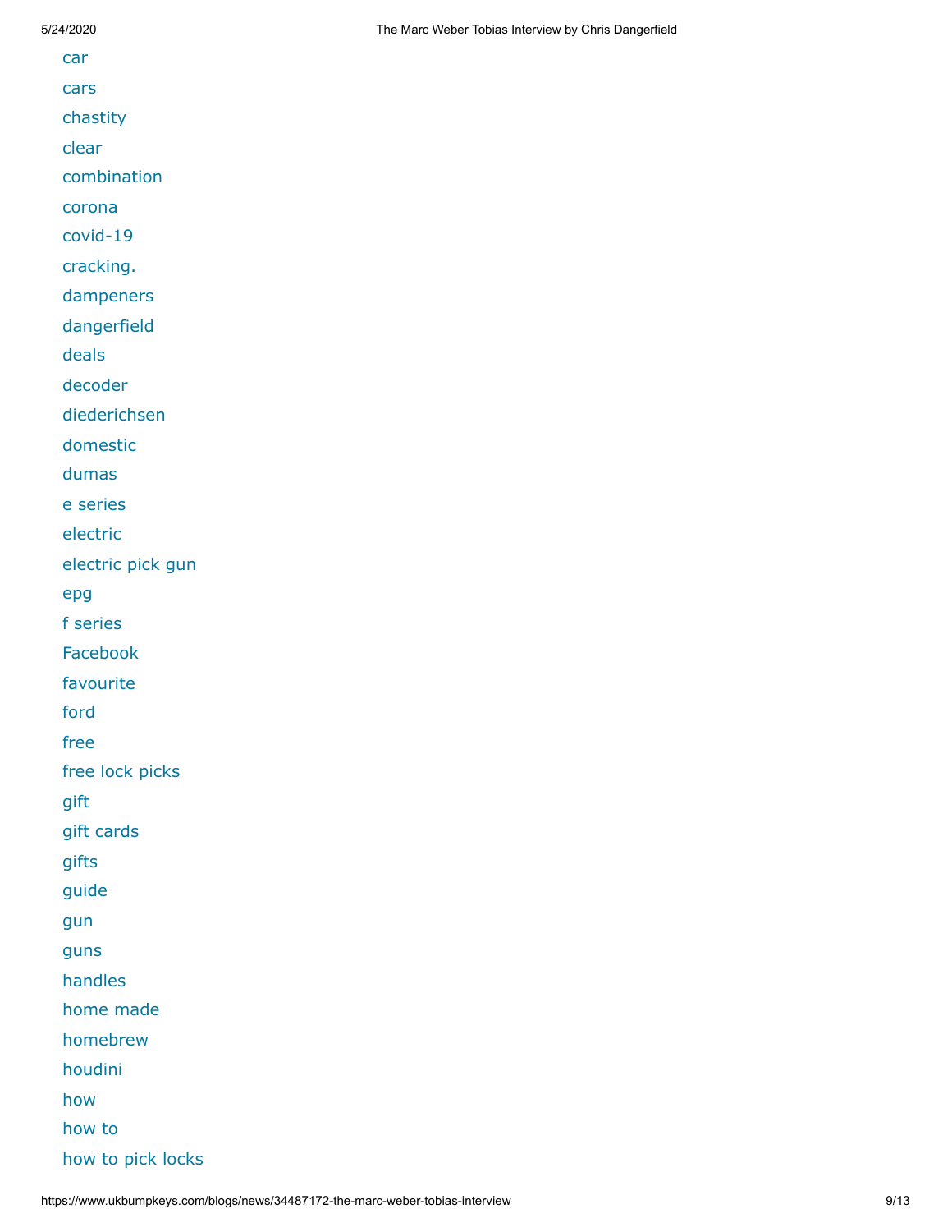- car
- cars
- chastity
- clear
- combination
- corona
- covid-19
- cracking.
- dampeners
- dangerfield
- deals
- decoder
- diederichsen
- domestic
- dumas
- e series
- electric
- electric pick gun
- epg
- f series
- Facebook
- favourite
- ford
- free
- free lock picks
- gift
- gift cards
- gifts
- guide
- gun
- guns
- handles
- home made
- homebrew
- houdini
- how
- how to
- how to pick locks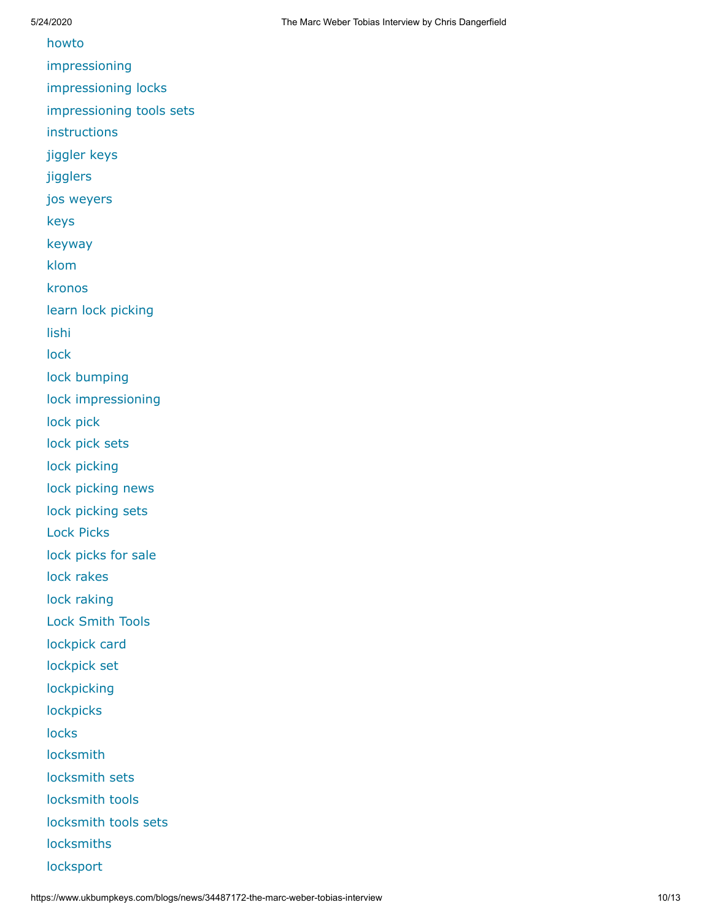howto

impressioning

impressioning locks

impressioning tools sets

instructions

jiggler keys

jigglers

jos weyers

keys

keyway

klom

kronos

learn lock picking

lishi

lock

lock bumping

lock impressioning

lock pick

lock pick sets

lock picking

lock picking news

lock picking sets

Lock Picks

lock picks for sale

lock rakes

lock raking

Lock Smith Tools

lockpick card

lockpick set

lockpicking

lockpicks

locks

locksmith

locksmith sets

locksmith tools

locksmith tools sets

locksmiths

locksport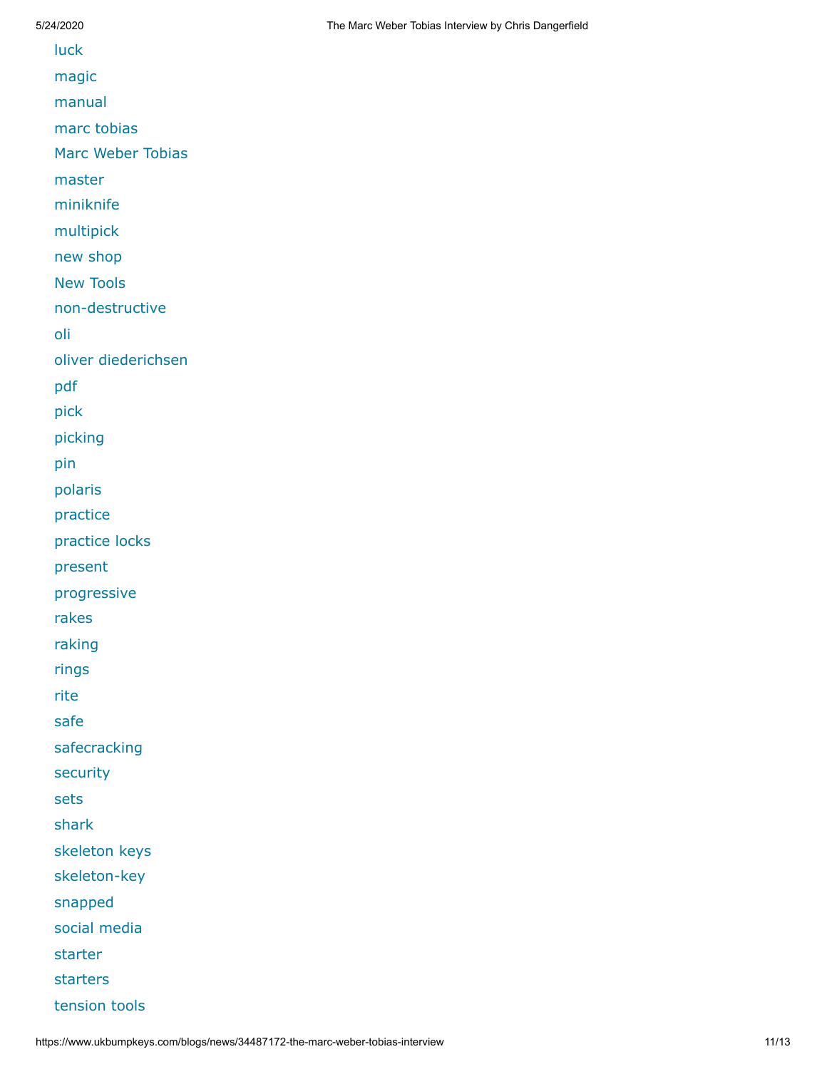- luck
- magic
- manual
- marc tobias
- Marc Weber Tobias
- master
- miniknife
- multipick
- new shop
- New Tools
- non-destructive
- oli
- oliver diederichsen
- pdf
- pick
- picking
- pin
- polaris
- practice
- practice locks
- present
- progressive
- rakes
- raking
- rings
- rite
- safe
- safecracking
- security
- sets
- shark
- skeleton keys
- skeleton-key
- snapped
- social media
- starter
- starters
- tension tools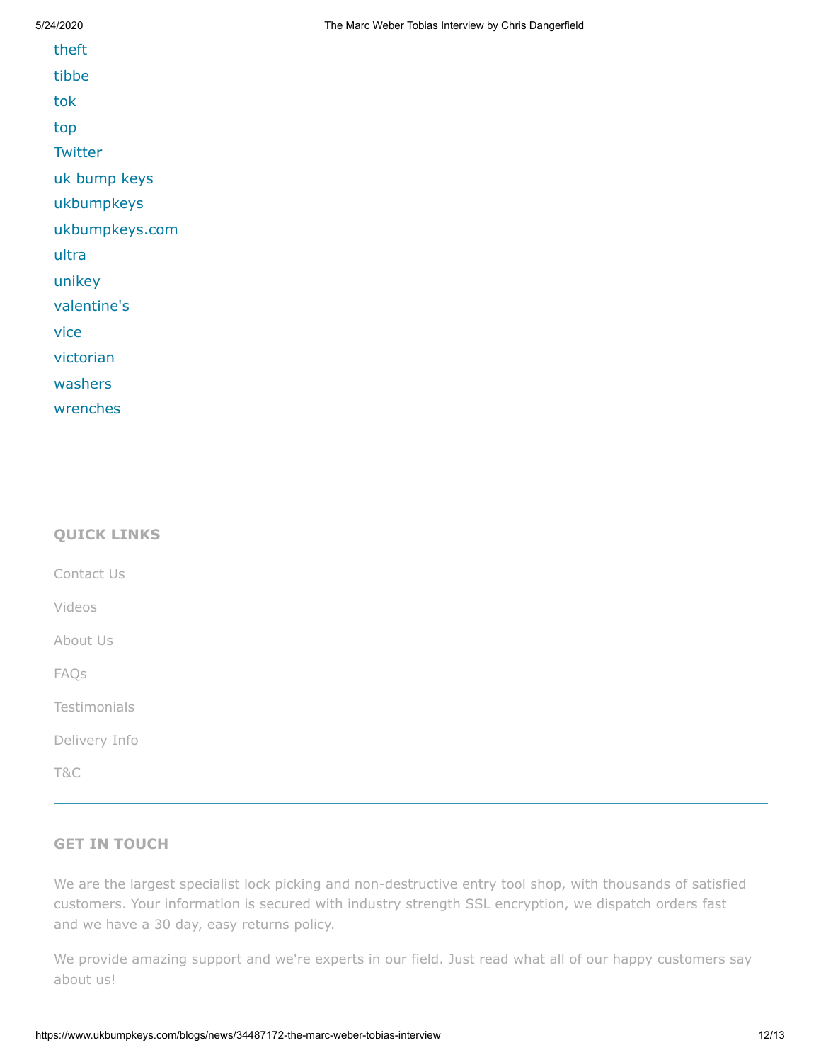theft

tibbe

tok

top

Twitter

uk bump keys

ukbumpkeys

ukbumpkeys.com

ultra

unikey

valentine's

vice

victorian

washers

wrenches

## QUICK LINKS

Contact Us

Videos

About Us

FAQs

Testimonials

Delivery Info

T&C

---

## GET IN TOUCH

We are the largest specialist lock picking and non-destructive entry tool shop, with thousands of satisfied customers. Your information is secured with industry strength SSL encryption, we dispatch orders fast and we have a 30 day, easy returns policy.

We provide amazing support and we're experts in our field. Just read what all of our happy customers say about us!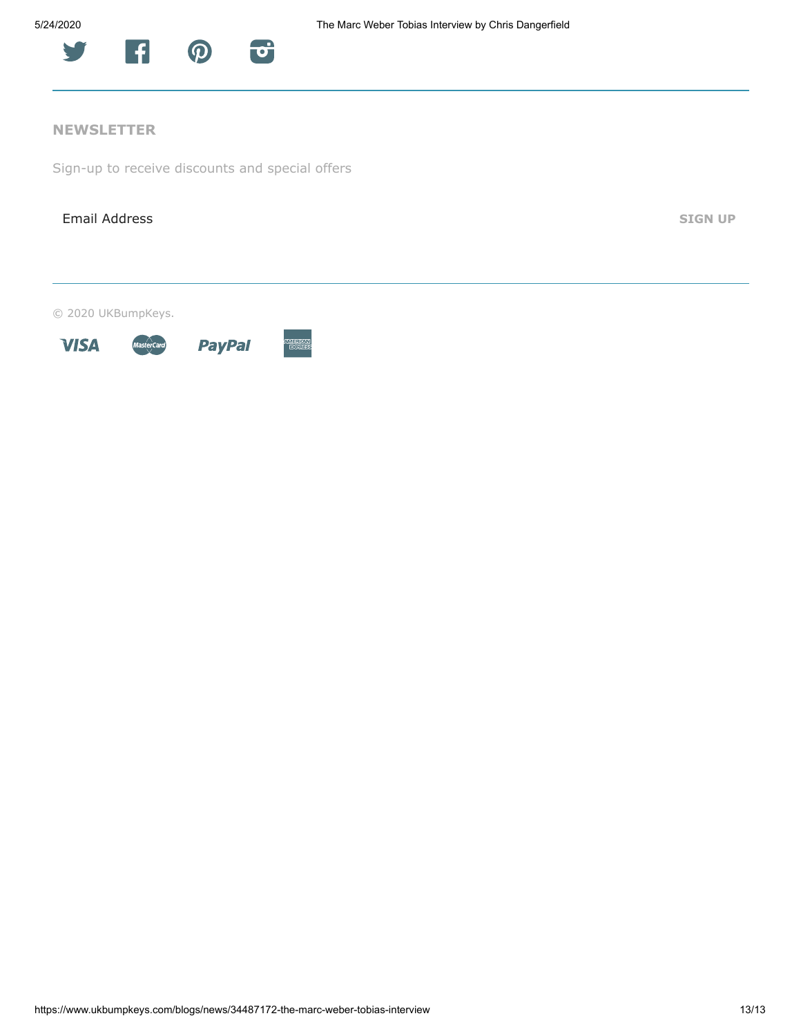## NEWSLETTER

Sign-up to receive discounts and special offers

Email Address SIGN UP

© 2020 UKBumpKeys.

VISA MasterCard PayPal AMERICAN EXPRESS